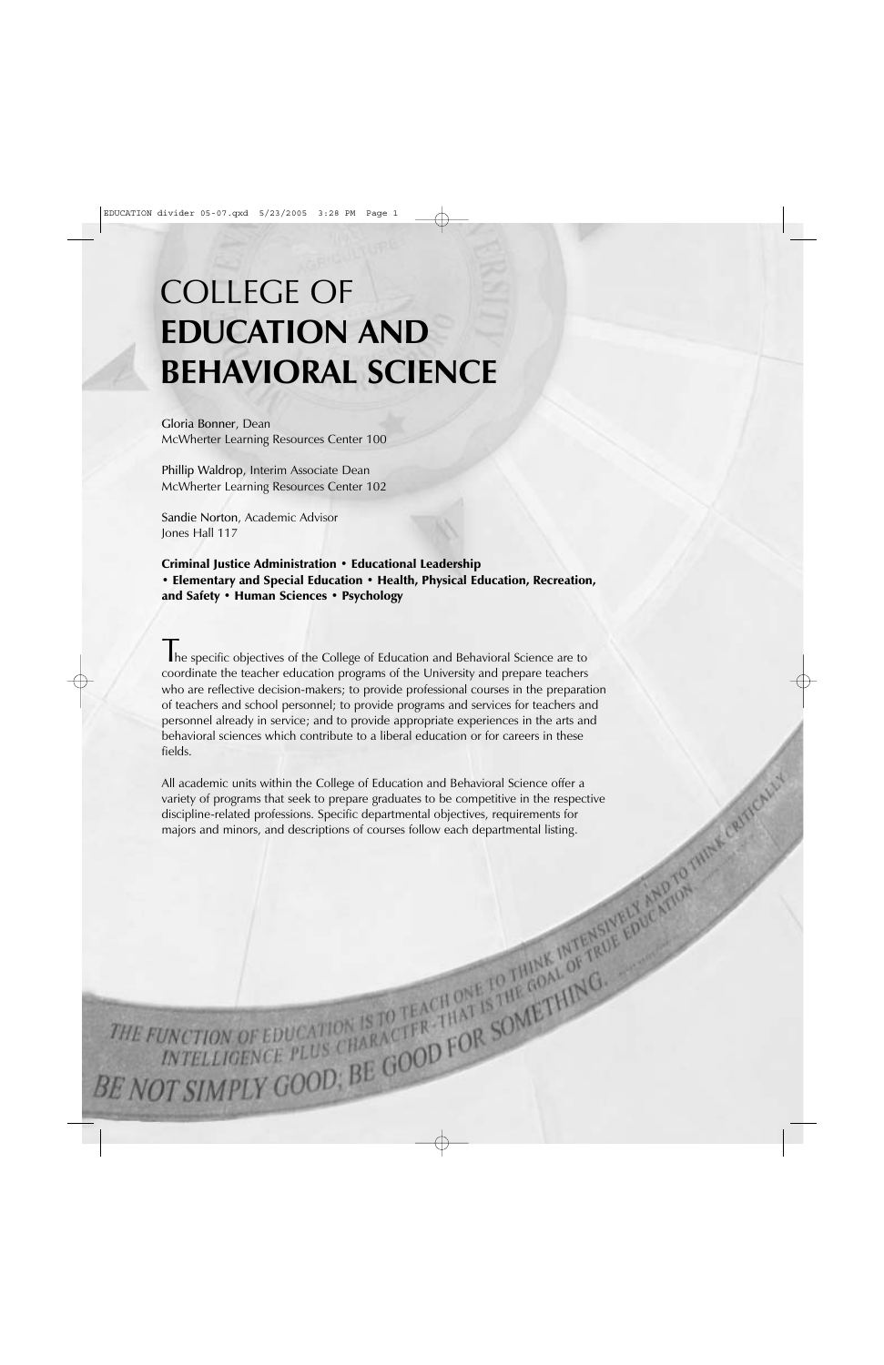# COLLEGE OF **EDUCATION AND BEHAVIORAL SCIENCE**

Gloria Bonner, Dean
McWherter Learning Resources Center 100

Phillip Waldrop, Interim Associate Dean
McWherter Learning Resources Center 102

Sandie Norton, Academic Advisor
Jones Hall 117

**Criminal Justice Administration • Educational Leadership • Elementary and Special Education • Health, Physical Education, Recreation, and Safety • Human Sciences • Psychology**

The specific objectives of the College of Education and Behavioral Science are to coordinate the teacher education programs of the University and prepare teachers who are reflective decision-makers; to provide professional courses in the preparation of teachers and school personnel; to provide programs and services for teachers and personnel already in service; and to provide appropriate experiences in the arts and behavioral sciences which contribute to a liberal education or for careers in these fields.

All academic units within the College of Education and Behavioral Science offer a variety of programs that seek to prepare graduates to be competitive in the respective discipline-related professions. Specific departmental objectives, requirements for majors and minors, and descriptions of courses follow each departmental listing.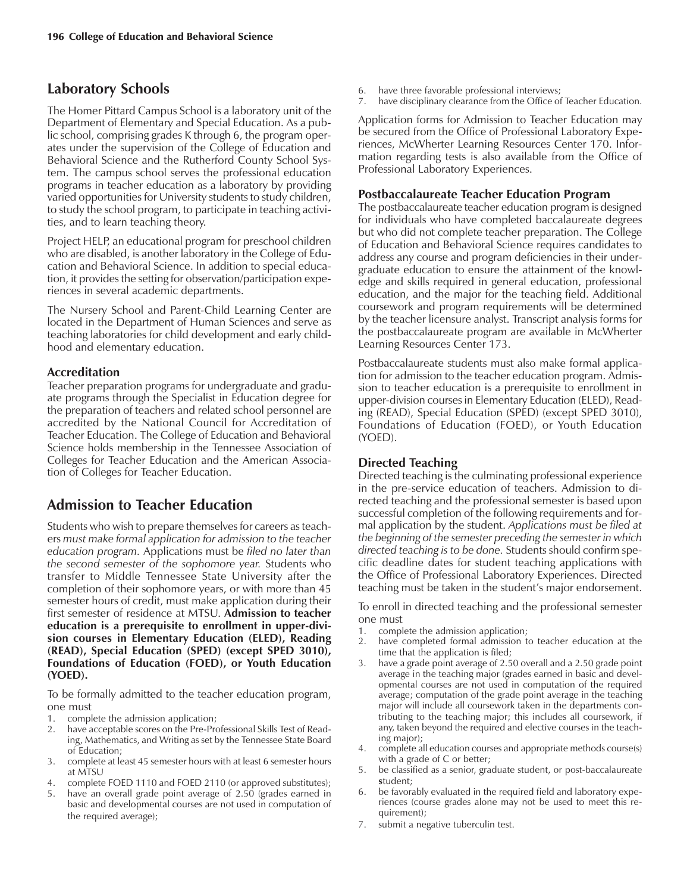## Laboratory Schools

The Homer Pittard Campus School is a laboratory unit of the Department of Elementary and Special Education. As a public school, comprising grades K through 6, the program operates under the supervision of the College of Education and Behavioral Science and the Rutherford County School System. The campus school serves the professional education programs in teacher education as a laboratory by providing varied opportunities for University students to study children, to study the school program, to participate in teaching activities, and to learn teaching theory.

Project HELP, an educational program for preschool children who are disabled, is another laboratory in the College of Education and Behavioral Science. In addition to special education, it provides the setting for observation/participation experiences in several academic departments.

The Nursery School and Parent-Child Learning Center are located in the Department of Human Sciences and serve as teaching laboratories for child development and early childhood and elementary education.

### Accreditation

Teacher preparation programs for undergraduate and graduate programs through the Specialist in Education degree for the preparation of teachers and related school personnel are accredited by the National Council for Accreditation of Teacher Education. The College of Education and Behavioral Science holds membership in the Tennessee Association of Colleges for Teacher Education and the American Association of Colleges for Teacher Education.

## Admission to Teacher Education

Students who wish to prepare themselves for careers as teachers *must make formal application for admission to the teacher education program.* Applications must be *filed no later than the second semester of the sophomore year.* Students who transfer to Middle Tennessee State University after the completion of their sophomore years, or with more than 45 semester hours of credit, must make application during their first semester of residence at MTSU. **Admission to teacher education is a prerequisite to enrollment in upper-division courses in Elementary Education (ELED), Reading (READ), Special Education (SPED) (except SPED 3010), Foundations of Education (FOED), or Youth Education (YOED).**

To be formally admitted to the teacher education program, one must

1. complete the admission application;
2. have acceptable scores on the Pre-Professional Skills Test of Reading, Mathematics, and Writing as set by the Tennessee State Board of Education;
3. complete at least 45 semester hours with at least 6 semester hours at MTSU
4. complete FOED 1110 and FOED 2110 (or approved substitutes);
5. have an overall grade point average of 2.50 (grades earned in basic and developmental courses are not used in computation of the required average);
6. have three favorable professional interviews;
7. have disciplinary clearance from the Office of Teacher Education.

Application forms for Admission to Teacher Education may be secured from the Office of Professional Laboratory Experiences, McWherter Learning Resources Center 170. Information regarding tests is also available from the Office of Professional Laboratory Experiences.

### Postbaccalaureate Teacher Education Program

The postbaccalaureate teacher education program is designed for individuals who have completed baccalaureate degrees but who did not complete teacher preparation. The College of Education and Behavioral Science requires candidates to address any course and program deficiencies in their undergraduate education to ensure the attainment of the knowledge and skills required in general education, professional education, and the major for the teaching field. Additional coursework and program requirements will be determined by the teacher licensure analyst. Transcript analysis forms for the postbaccalaureate program are available in McWherter Learning Resources Center 173.

Postbaccalaureate students must also make formal application for admission to the teacher education program. Admission to teacher education is a prerequisite to enrollment in upper-division courses in Elementary Education (ELED), Reading (READ), Special Education (SPED) (except SPED 3010), Foundations of Education (FOED), or Youth Education (YOED).

### Directed Teaching

Directed teaching is the culminating professional experience in the pre-service education of teachers. Admission to directed teaching and the professional semester is based upon successful completion of the following requirements and formal application by the student. *Applications must be filed at the beginning of the semester preceding the semester in which directed teaching is to be done.* Students should confirm specific deadline dates for student teaching applications with the Office of Professional Laboratory Experiences. Directed teaching must be taken in the student's major endorsement.

To enroll in directed teaching and the professional semester one must

1. complete the admission application;
2. have completed formal admission to teacher education at the time that the application is filed;
3. have a grade point average of 2.50 overall and a 2.50 grade point average in the teaching major (grades earned in basic and developmental courses are not used in computation of the required average; computation of the grade point average in the teaching major will include all coursework taken in the departments contributing to the teaching major; this includes all coursework, if any, taken beyond the required and elective courses in the teaching major);
4. complete all education courses and appropriate methods course(s) with a grade of C or better;
5. be classified as a senior, graduate student, or post-baccalaureate student;
6. be favorably evaluated in the required field and laboratory experiences (course grades alone may not be used to meet this requirement);
7. submit a negative tuberculin test.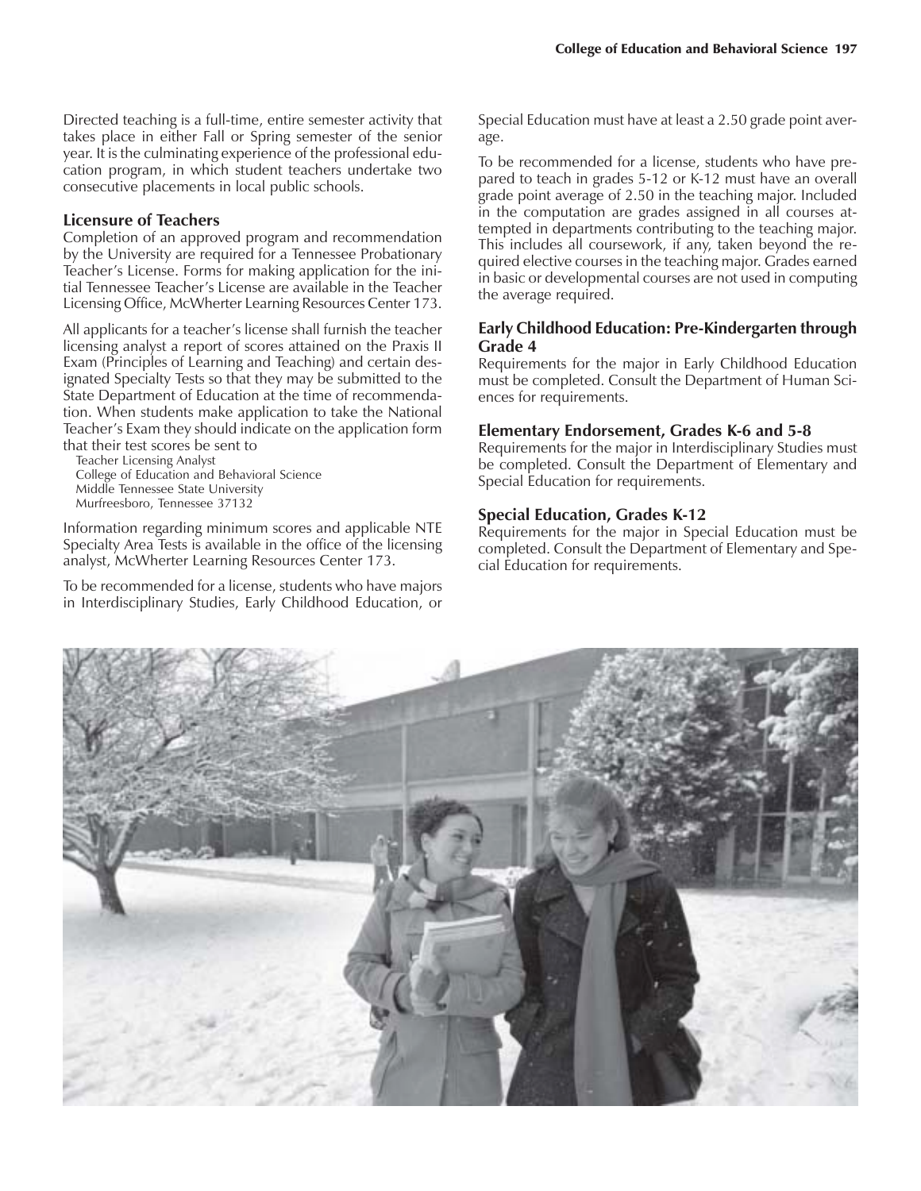Directed teaching is a full-time, entire semester activity that takes place in either Fall or Spring semester of the senior year. It is the culminating experience of the professional education program, in which student teachers undertake two consecutive placements in local public schools.

### Licensure of Teachers

Completion of an approved program and recommendation by the University are required for a Tennessee Probationary Teacher's License. Forms for making application for the initial Tennessee Teacher's License are available in the Teacher Licensing Office, McWherter Learning Resources Center 173.

All applicants for a teacher's license shall furnish the teacher licensing analyst a report of scores attained on the Praxis II Exam (Principles of Learning and Teaching) and certain designated Specialty Tests so that they may be submitted to the State Department of Education at the time of recommendation. When students make application to take the National Teacher's Exam they should indicate on the application form that their test scores be sent to

Teacher Licensing Analyst
College of Education and Behavioral Science
Middle Tennessee State University
Murfreesboro, Tennessee 37132

Information regarding minimum scores and applicable NTE Specialty Area Tests is available in the office of the licensing analyst, McWherter Learning Resources Center 173.

To be recommended for a license, students who have majors in Interdisciplinary Studies, Early Childhood Education, or Special Education must have at least a 2.50 grade point average.

To be recommended for a license, students who have prepared to teach in grades 5-12 or K-12 must have an overall grade point average of 2.50 in the teaching major. Included in the computation are grades assigned in all courses attempted in departments contributing to the teaching major. This includes all coursework, if any, taken beyond the required elective courses in the teaching major. Grades earned in basic or developmental courses are not used in computing the average required.

### Early Childhood Education: Pre-Kindergarten through Grade 4

Requirements for the major in Early Childhood Education must be completed. Consult the Department of Human Sciences for requirements.

### Elementary Endorsement, Grades K-6 and 5-8

Requirements for the major in Interdisciplinary Studies must be completed. Consult the Department of Elementary and Special Education for requirements.

### Special Education, Grades K-12

Requirements for the major in Special Education must be completed. Consult the Department of Elementary and Special Education for requirements.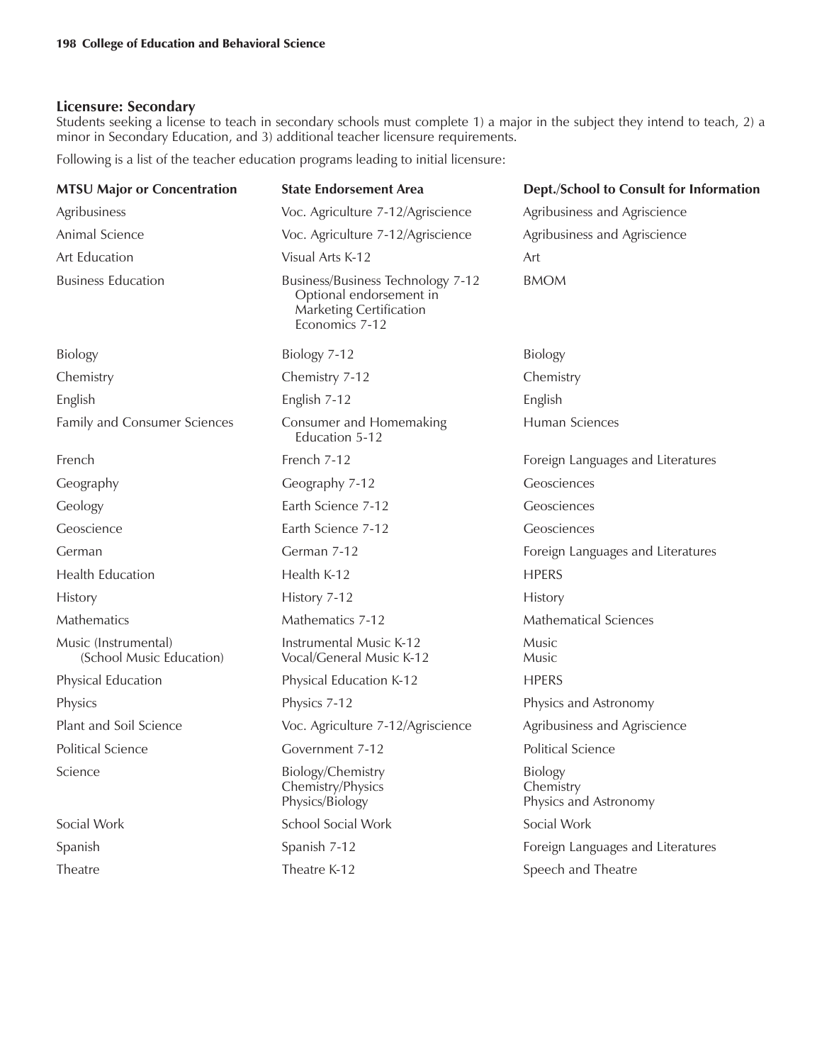## Licensure: Secondary

Students seeking a license to teach in secondary schools must complete 1) a major in the subject they intend to teach, 2) a minor in Secondary Education, and 3) additional teacher licensure requirements.

Following is a list of the teacher education programs leading to initial licensure:

| MTSU Major or Concentration | State Endorsement Area | Dept./School to Consult for Information |
|---|---|---|
| Agribusiness | Voc. Agriculture 7-12/Agriscience | Agribusiness and Agriscience |
| Animal Science | Voc. Agriculture 7-12/Agriscience | Agribusiness and Agriscience |
| Art Education | Visual Arts K-12 | Art |
| Business Education | Business/Business Technology 7-12<br>Optional endorsement in Marketing Certification<br>Economics 7-12 | BMOM |
| Biology | Biology 7-12 | Biology |
| Chemistry | Chemistry 7-12 | Chemistry |
| English | English 7-12 | English |
| Family and Consumer Sciences | Consumer and Homemaking Education 5-12 | Human Sciences |
| French | French 7-12 | Foreign Languages and Literatures |
| Geography | Geography 7-12 | Geosciences |
| Geology | Earth Science 7-12 | Geosciences |
| Geoscience | Earth Science 7-12 | Geosciences |
| German | German 7-12 | Foreign Languages and Literatures |
| Health Education | Health K-12 | HPERS |
| History | History 7-12 | History |
| Mathematics | Mathematics 7-12 | Mathematical Sciences |
| Music (Instrumental)<br>(School Music Education) | Instrumental Music K-12<br>Vocal/General Music K-12 | Music<br>Music |
| Physical Education | Physical Education K-12 | HPERS |
| Physics | Physics 7-12 | Physics and Astronomy |
| Plant and Soil Science | Voc. Agriculture 7-12/Agriscience | Agribusiness and Agriscience |
| Political Science | Government 7-12 | Political Science |
| Science | Biology/Chemistry<br>Chemistry/Physics<br>Physics/Biology | Biology<br>Chemistry<br>Physics and Astronomy |
| Social Work | School Social Work | Social Work |
| Spanish | Spanish 7-12 | Foreign Languages and Literatures |
| Theatre | Theatre K-12 | Speech and Theatre |